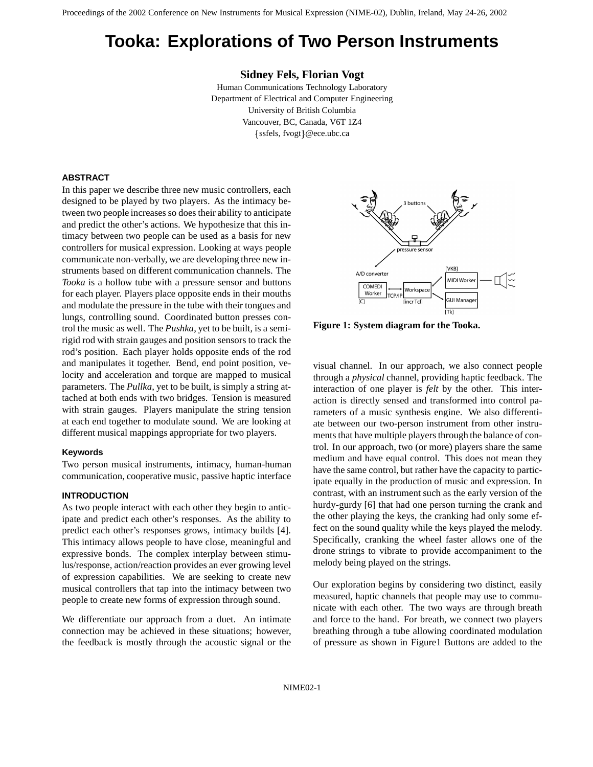# Tooka: Explorations of Two Person Instruments

**Sidney Fels, Florian Vogt**

Human Communications Technology Laboratory
Department of Electrical and Computer Engineering
University of British Columbia
Vancouver, BC, Canada, V6T 1Z4
{ssfels, fvogt}@ece.ubc.ca

## ABSTRACT

In this paper we describe three new music controllers, each designed to be played by two players. As the intimacy between two people increases so does their ability to anticipate and predict the other's actions. We hypothesize that this intimacy between two people can be used as a basis for new controllers for musical expression. Looking at ways people communicate non-verbally, we are developing three new instruments based on different communication channels. The *Tooka* is a hollow tube with a pressure sensor and buttons for each player. Players place opposite ends in their mouths and modulate the pressure in the tube with their tongues and lungs, controlling sound. Coordinated button presses control the music as well. The *Pushka*, yet to be built, is a semi-rigid rod with strain gauges and position sensors to track the rod's position. Each player holds opposite ends of the rod and manipulates it together. Bend, end point position, velocity and acceleration and torque are mapped to musical parameters. The *Pullka*, yet to be built, is simply a string attached at both ends with two bridges. Tension is measured with strain gauges. Players manipulate the string tension at each end together to modulate sound. We are looking at different musical mappings appropriate for two players.

### Keywords

Two person musical instruments, intimacy, human-human communication, cooperative music, passive haptic interface

## INTRODUCTION

As two people interact with each other they begin to anticipate and predict each other's responses. As the ability to predict each other's responses grows, intimacy builds [4]. This intimacy allows people to have close, meaningful and expressive bonds. The complex interplay between stimulus/response, action/reaction provides an ever growing level of expression capabilities. We are seeking to create new musical controllers that tap into the intimacy between two people to create new forms of expression through sound.

We differentiate our approach from a duet. An intimate connection may be achieved in these situations; however, the feedback is mostly through the acoustic signal or the visual channel. In our approach, we also connect people through a *physical* channel, providing haptic feedback. The interaction of one player is *felt* by the other. This interaction is directly sensed and transformed into control parameters of a music synthesis engine. We also differentiate between our two-person instrument from other instruments that have multiple players through the balance of control. In our approach, two (or more) players share the same medium and have equal control. This does not mean they have the same control, but rather have the capacity to participate equally in the production of music and expression. In contrast, with an instrument such as the early version of the hurdy-gurdy [6] that had one person turning the crank and the other playing the keys, the cranking had only some effect on the sound quality while the keys played the melody. Specifically, cranking the wheel faster allows one of the drone strings to vibrate to provide accompaniment to the melody being played on the strings.

Figure 1: System diagram for the Tooka.

Our exploration begins by considering two distinct, easily measured, haptic channels that people may use to communicate with each other. The two ways are through breath and force to the hand. For breath, we connect two players breathing through a tube allowing coordinated modulation of pressure as shown in Figure1 Buttons are added to the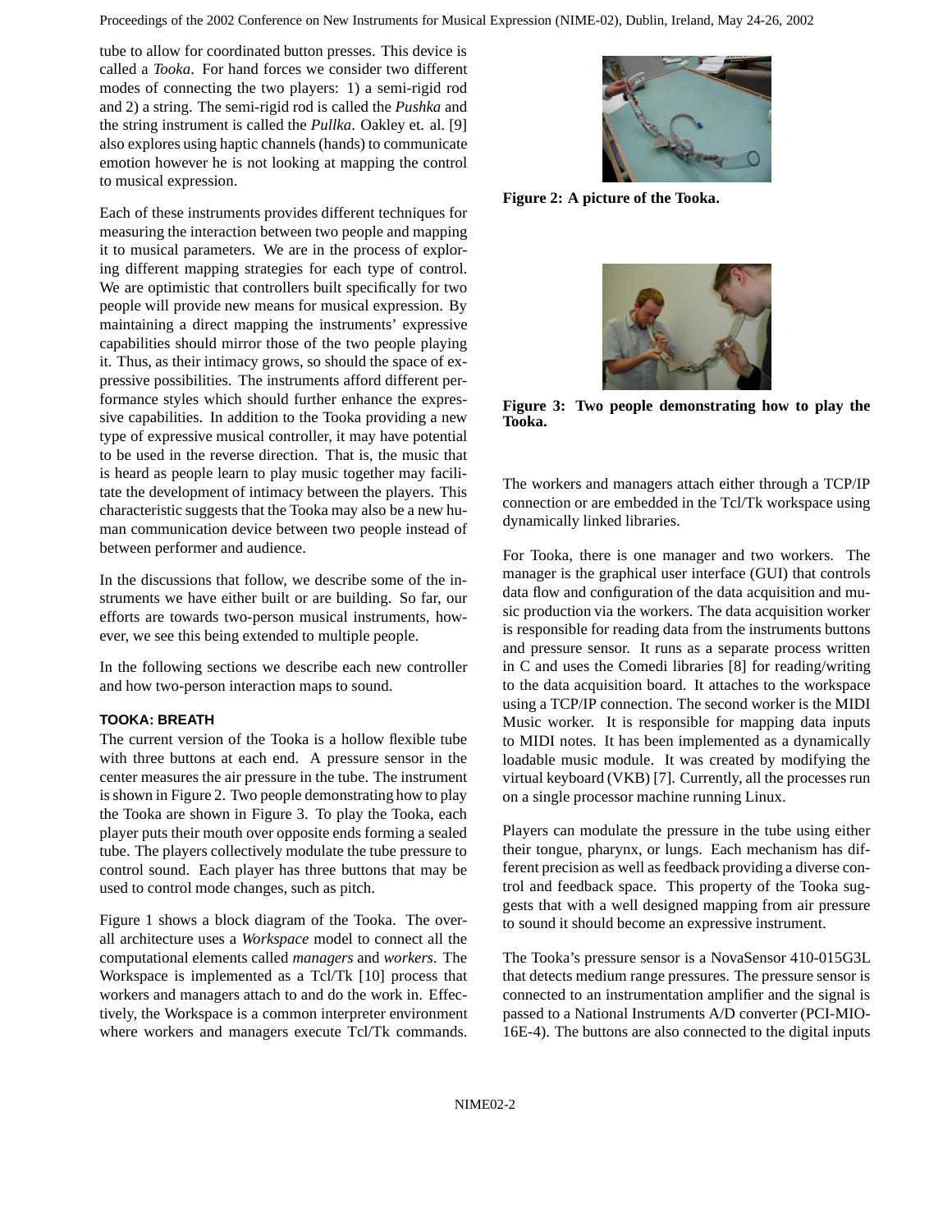tube to allow for coordinated button presses. This device is called a *Tooka*. For hand forces we consider two different modes of connecting the two players: 1) a semi-rigid rod and 2) a string. The semi-rigid rod is called the *Pushka* and the string instrument is called the *Pullka*. Oakley et. al. [9] also explores using haptic channels (hands) to communicate emotion however he is not looking at mapping the control to musical expression.

Each of these instruments provides different techniques for measuring the interaction between two people and mapping it to musical parameters. We are in the process of exploring different mapping strategies for each type of control. We are optimistic that controllers built specifically for two people will provide new means for musical expression. By maintaining a direct mapping the instruments' expressive capabilities should mirror those of the two people playing it. Thus, as their intimacy grows, so should the space of expressive possibilities. The instruments afford different performance styles which should further enhance the expressive capabilities. In addition to the Tooka providing a new type of expressive musical controller, it may have potential to be used in the reverse direction. That is, the music that is heard as people learn to play music together may facilitate the development of intimacy between the players. This characteristic suggests that the Tooka may also be a new human communication device between two people instead of between performer and audience.

In the discussions that follow, we describe some of the instruments we have either built or are building. So far, our efforts are towards two-person musical instruments, however, we see this being extended to multiple people.

In the following sections we describe each new controller and how two-person interaction maps to sound.

### TOOKA: BREATH

The current version of the Tooka is a hollow flexible tube with three buttons at each end. A pressure sensor in the center measures the air pressure in the tube. The instrument is shown in Figure 2. Two people demonstrating how to play the Tooka are shown in Figure 3. To play the Tooka, each player puts their mouth over opposite ends forming a sealed tube. The players collectively modulate the tube pressure to control sound. Each player has three buttons that may be used to control mode changes, such as pitch.

Figure 1 shows a block diagram of the Tooka. The overall architecture uses a *Workspace* model to connect all the computational elements called *managers* and *workers*. The Workspace is implemented as a Tcl/Tk [10] process that workers and managers attach to and do the work in. Effectively, the Workspace is a common interpreter environment where workers and managers execute Tcl/Tk commands.

**Figure 2: A picture of the Tooka.**

**Figure 3: Two people demonstrating how to play the Tooka.**

The workers and managers attach either through a TCP/IP connection or are embedded in the Tcl/Tk workspace using dynamically linked libraries.

For Tooka, there is one manager and two workers. The manager is the graphical user interface (GUI) that controls data flow and configuration of the data acquisition and music production via the workers. The data acquisition worker is responsible for reading data from the instruments buttons and pressure sensor. It runs as a separate process written in C and uses the Comedi libraries [8] for reading/writing to the data acquisition board. It attaches to the workspace using a TCP/IP connection. The second worker is the MIDI Music worker. It is responsible for mapping data inputs to MIDI notes. It has been implemented as a dynamically loadable music module. It was created by modifying the virtual keyboard (VKB) [7]. Currently, all the processes run on a single processor machine running Linux.

Players can modulate the pressure in the tube using either their tongue, pharynx, or lungs. Each mechanism has different precision as well as feedback providing a diverse control and feedback space. This property of the Tooka suggests that with a well designed mapping from air pressure to sound it should become an expressive instrument.

The Tooka's pressure sensor is a NovaSensor 410-015G3L that detects medium range pressures. The pressure sensor is connected to an instrumentation amplifier and the signal is passed to a National Instruments A/D converter (PCI-MIO-16E-4). The buttons are also connected to the digital inputs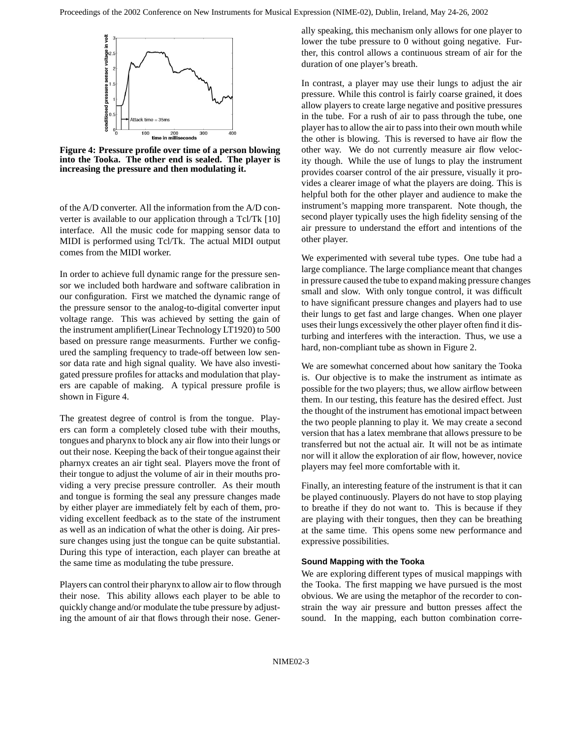**Figure 4: Pressure profile over time of a person blowing into the Tooka. The other end is sealed. The player is increasing the pressure and then modulating it.**

of the A/D converter. All the information from the A/D converter is available to our application through a Tcl/Tk [10] interface. All the music code for mapping sensor data to MIDI is performed using Tcl/Tk. The actual MIDI output comes from the MIDI worker.

In order to achieve full dynamic range for the pressure sensor we included both hardware and software calibration in our configuration. First we matched the dynamic range of the pressure sensor to the analog-to-digital converter input voltage range. This was achieved by setting the gain of the instrument amplifier(Linear Technology LT1920) to 500 based on pressure range measurments. Further we configured the sampling frequency to trade-off between low sensor data rate and high signal quality. We have also investigated pressure profiles for attacks and modulation that players are capable of making. A typical pressure profile is shown in Figure 4.

The greatest degree of control is from the tongue. Players can form a completely closed tube with their mouths, tongues and pharynx to block any air flow into their lungs or out their nose. Keeping the back of their tongue against their pharnyx creates an air tight seal. Players move the front of their tongue to adjust the volume of air in their mouths providing a very precise pressure controller. As their mouth and tongue is forming the seal any pressure changes made by either player are immediately felt by each of them, providing excellent feedback as to the state of the instrument as well as an indication of what the other is doing. Air pressure changes using just the tongue can be quite substantial. During this type of interaction, each player can breathe at the same time as modulating the tube pressure.

Players can control their pharynx to allow air to flow through their nose. This ability allows each player to be able to quickly change and/or modulate the tube pressure by adjusting the amount of air that flows through their nose. Generally speaking, this mechanism only allows for one player to lower the tube pressure to 0 without going negative. Further, this control allows a continuous stream of air for the duration of one player's breath.

In contrast, a player may use their lungs to adjust the air pressure. While this control is fairly coarse grained, it does allow players to create large negative and positive pressures in the tube. For a rush of air to pass through the tube, one player has to allow the air to pass into their own mouth while the other is blowing. This is reversed to have air flow the other way. We do not currently measure air flow velocity though. While the use of lungs to play the instrument provides coarser control of the air pressure, visually it provides a clearer image of what the players are doing. This is helpful both for the other player and audience to make the instrument's mapping more transparent. Note though, the second player typically uses the high fidelity sensing of the air pressure to understand the effort and intentions of the other player.

We experimented with several tube types. One tube had a large compliance. The large compliance meant that changes in pressure caused the tube to expand making pressure changes small and slow. With only tongue control, it was difficult to have significant pressure changes and players had to use their lungs to get fast and large changes. When one player uses their lungs excessively the other player often find it disturbing and interferes with the interaction. Thus, we use a hard, non-compliant tube as shown in Figure 2.

We are somewhat concerned about how sanitary the Tooka is. Our objective is to make the instrument as intimate as possible for the two players; thus, we allow airflow between them. In our testing, this feature has the desired effect. Just the thought of the instrument has emotional impact between the two people planning to play it. We may create a second version that has a latex membrane that allows pressure to be transferred but not the actual air. It will not be as intimate nor will it allow the exploration of air flow, however, novice players may feel more comfortable with it.

Finally, an interesting feature of the instrument is that it can be played continuously. Players do not have to stop playing to breathe if they do not want to. This is because if they are playing with their tongues, then they can be breathing at the same time. This opens some new performance and expressive possibilities.

### Sound Mapping with the Tooka

We are exploring different types of musical mappings with the Tooka. The first mapping we have pursued is the most obvious. We are using the metaphor of the recorder to constrain the way air pressure and button presses affect the sound. In the mapping, each button combination corre-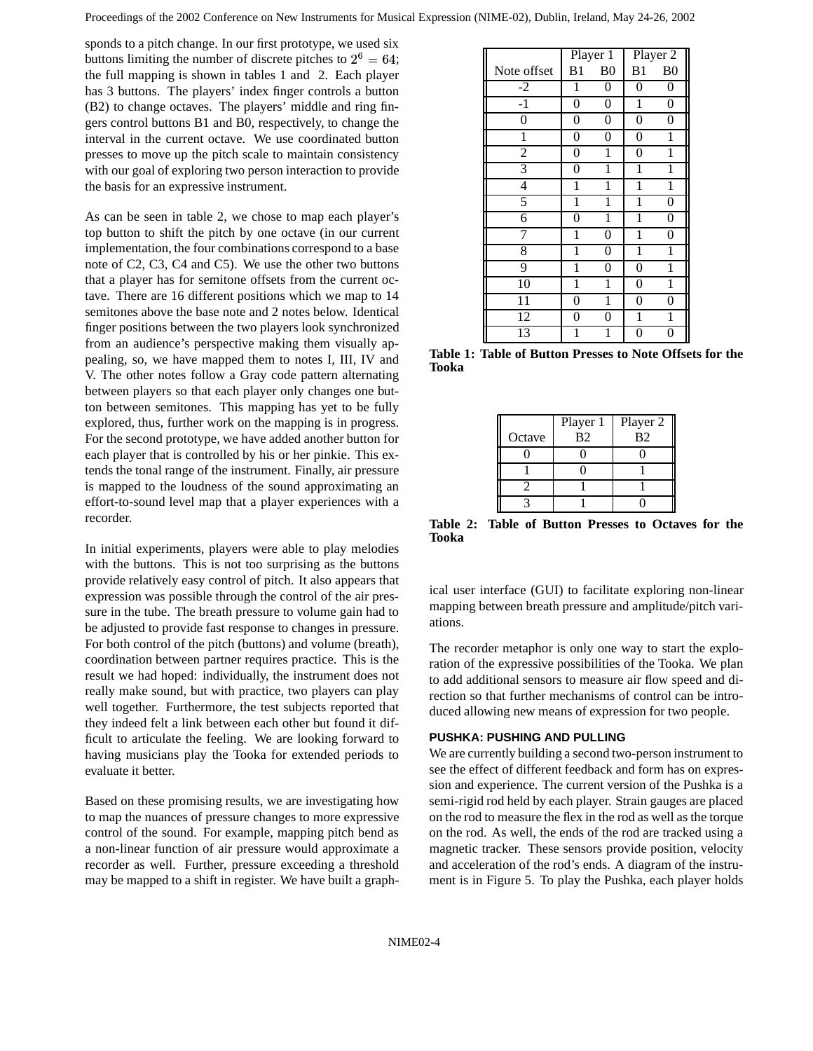sponds to a pitch change. In our first prototype, we used six buttons limiting the number of discrete pitches to $2^6 = 64$; the full mapping is shown in tables 1 and 2. Each player has 3 buttons. The players' index finger controls a button (B2) to change octaves. The players' middle and ring fingers control buttons B1 and B0, respectively, to change the interval in the current octave. We use coordinated button presses to move up the pitch scale to maintain consistency with our goal of exploring two person interaction to provide the basis for an expressive instrument.

As can be seen in table 2, we chose to map each player's top button to shift the pitch by one octave (in our current implementation, the four combinations correspond to a base note of C2, C3, C4 and C5). We use the other two buttons that a player has for semitone offsets from the current octave. There are 16 different positions which we map to 14 semitones above the base note and 2 notes below. Identical finger positions between the two players look synchronized from an audience's perspective making them visually appealing, so, we have mapped them to notes I, III, IV and V. The other notes follow a Gray code pattern alternating between players so that each player only changes one button between semitones. This mapping has yet to be fully explored, thus, further work on the mapping is in progress. For the second prototype, we have added another button for each player that is controlled by his or her pinkie. This extends the tonal range of the instrument. Finally, air pressure is mapped to the loudness of the sound approximating an effort-to-sound level map that a player experiences with a recorder.

| | Player 1 | | Player 2 | |
|---|---|---|---|---|
| Note offset | B1 | B0 | B1 | B0 |
| -2 | 1 | 0 | 0 | 0 |
| -1 | 0 | 0 | 1 | 0 |
| 0 | 0 | 0 | 0 | 0 |
| 1 | 0 | 0 | 0 | 1 |
| 2 | 0 | 1 | 0 | 1 |
| 3 | 0 | 1 | 1 | 1 |
| 4 | 1 | 1 | 1 | 1 |
| 5 | 1 | 1 | 1 | 0 |
| 6 | 0 | 1 | 1 | 0 |
| 7 | 1 | 0 | 1 | 0 |
| 8 | 1 | 0 | 1 | 1 |
| 9 | 1 | 0 | 0 | 1 |
| 10 | 1 | 1 | 0 | 1 |
| 11 | 0 | 1 | 0 | 0 |
| 12 | 0 | 0 | 1 | 1 |
| 13 | 1 | 1 | 0 | 0 |

**Table 1: Table of Button Presses to Note Offsets for the Tooka**

| | Player 1 | Player 2 |
|---|---|---|
| Octave | B2 | B2 |
| 0 | 0 | 0 |
| 1 | 0 | 1 |
| 2 | 1 | 1 |
| 3 | 1 | 0 |

**Table 2: Table of Button Presses to Octaves for the Tooka**

In initial experiments, players were able to play melodies with the buttons. This is not too surprising as the buttons provide relatively easy control of pitch. It also appears that expression was possible through the control of the air pressure in the tube. The breath pressure to volume gain had to be adjusted to provide fast response to changes in pressure. For both control of the pitch (buttons) and volume (breath), coordination between partner requires practice. This is the result we had hoped: individually, the instrument does not really make sound, but with practice, two players can play well together. Furthermore, the test subjects reported that they indeed felt a link between each other but found it difficult to articulate the feeling. We are looking forward to having musicians play the Tooka for extended periods to evaluate it better.

Based on these promising results, we are investigating how to map the nuances of pressure changes to more expressive control of the sound. For example, mapping pitch bend as a non-linear function of air pressure would approximate a recorder as well. Further, pressure exceeding a threshold may be mapped to a shift in register. We have built a graphical user interface (GUI) to facilitate exploring non-linear mapping between breath pressure and amplitude/pitch variations.

The recorder metaphor is only one way to start the exploration of the expressive possibilities of the Tooka. We plan to add additional sensors to measure air flow speed and direction so that further mechanisms of control can be introduced allowing new means of expression for two people.

### PUSHKA: PUSHING AND PULLING

We are currently building a second two-person instrument to see the effect of different feedback and form has on expression and experience. The current version of the Pushka is a semi-rigid rod held by each player. Strain gauges are placed on the rod to measure the flex in the rod as well as the torque on the rod. As well, the ends of the rod are tracked using a magnetic tracker. These sensors provide position, velocity and acceleration of the rod's ends. A diagram of the instrument is in Figure 5. To play the Pushka, each player holds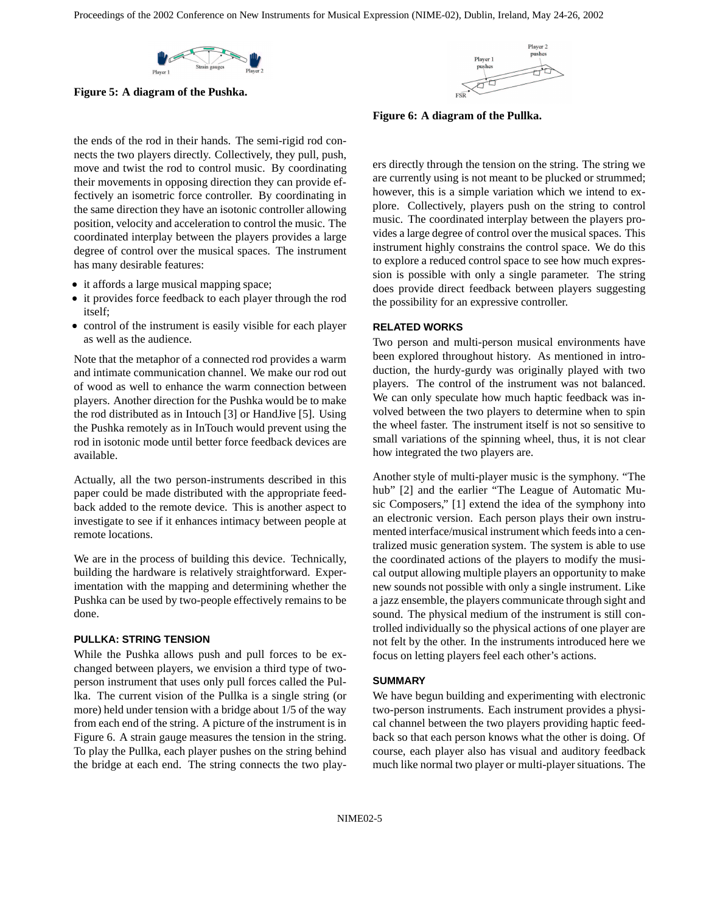**Figure 5: A diagram of the Pushka.**

**Figure 6: A diagram of the Pullka.**

the ends of the rod in their hands. The semi-rigid rod connects the two players directly. Collectively, they pull, push, move and twist the rod to control music. By coordinating their movements in opposing direction they can provide effectively an isometric force controller. By coordinating in the same direction they have an isotonic controller allowing position, velocity and acceleration to control the music. The coordinated interplay between the players provides a large degree of control over the musical spaces. The instrument has many desirable features:

- it affords a large musical mapping space;
- it provides force feedback to each player through the rod itself;
- control of the instrument is easily visible for each player as well as the audience.

Note that the metaphor of a connected rod provides a warm and intimate communication channel. We make our rod out of wood as well to enhance the warm connection between players. Another direction for the Pushka would be to make the rod distributed as in Intouch [3] or HandJive [5]. Using the Pushka remotely as in InTouch would prevent using the rod in isotonic mode until better force feedback devices are available.

Actually, all the two person-instruments described in this paper could be made distributed with the appropriate feedback added to the remote device. This is another aspect to investigate to see if it enhances intimacy between people at remote locations.

We are in the process of building this device. Technically, building the hardware is relatively straightforward. Experimentation with the mapping and determining whether the Pushka can be used by two-people effectively remains to be done.

### PULLKA: STRING TENSION

While the Pushka allows push and pull forces to be exchanged between players, we envision a third type of two-person instrument that uses only pull forces called the Pullka. The current vision of the Pullka is a single string (or more) held under tension with a bridge about 1/5 of the way from each end of the string. A picture of the instrument is in Figure 6. A strain gauge measures the tension in the string. To play the Pullka, each player pushes on the string behind the bridge at each end. The string connects the two players directly through the tension on the string. The string we are currently using is not meant to be plucked or strummed; however, this is a simple variation which we intend to explore. Collectively, players push on the string to control music. The coordinated interplay between the players provides a large degree of control over the musical spaces. This instrument highly constrains the control space. We do this to explore a reduced control space to see how much expression is possible with only a single parameter. The string does provide direct feedback between players suggesting the possibility for an expressive controller.

### RELATED WORKS

Two person and multi-person musical environments have been explored throughout history. As mentioned in introduction, the hurdy-gurdy was originally played with two players. The control of the instrument was not balanced. We can only speculate how much haptic feedback was involved between the two players to determine when to spin the wheel faster. The instrument itself is not so sensitive to small variations of the spinning wheel, thus, it is not clear how integrated the two players are.

Another style of multi-player music is the symphony. "The hub" [2] and the earlier "The League of Automatic Music Composers," [1] extend the idea of the symphony into an electronic version. Each person plays their own instrumented interface/musical instrument which feeds into a centralized music generation system. The system is able to use the coordinated actions of the players to modify the musical output allowing multiple players an opportunity to make new sounds not possible with only a single instrument. Like a jazz ensemble, the players communicate through sight and sound. The physical medium of the instrument is still controlled individually so the physical actions of one player are not felt by the other. In the instruments introduced here we focus on letting players feel each other's actions.

### SUMMARY

We have begun building and experimenting with electronic two-person instruments. Each instrument provides a physical channel between the two players providing haptic feedback so that each person knows what the other is doing. Of course, each player also has visual and auditory feedback much like normal two player or multi-player situations. The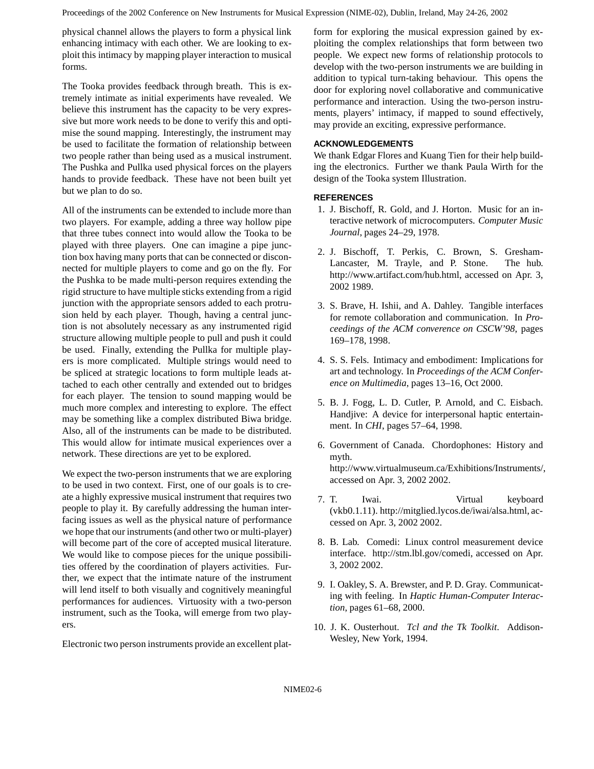physical channel allows the players to form a physical link enhancing intimacy with each other. We are looking to exploit this intimacy by mapping player interaction to musical forms.

The Tooka provides feedback through breath. This is extremely intimate as initial experiments have revealed. We believe this instrument has the capacity to be very expressive but more work needs to be done to verify this and optimise the sound mapping. Interestingly, the instrument may be used to facilitate the formation of relationship between two people rather than being used as a musical instrument. The Pushka and Pullka used physical forces on the players hands to provide feedback. These have not been built yet but we plan to do so.

All of the instruments can be extended to include more than two players. For example, adding a three way hollow pipe that three tubes connect into would allow the Tooka to be played with three players. One can imagine a pipe junction box having many ports that can be connected or disconnected for multiple players to come and go on the fly. For the Pushka to be made multi-person requires extending the rigid structure to have multiple sticks extending from a rigid junction with the appropriate sensors added to each protrusion held by each player. Though, having a central junction is not absolutely necessary as any instrumented rigid structure allowing multiple people to pull and push it could be used. Finally, extending the Pullka for multiple players is more complicated. Multiple strings would need to be spliced at strategic locations to form multiple leads attached to each other centrally and extended out to bridges for each player. The tension to sound mapping would be much more complex and interesting to explore. The effect may be something like a complex distributed Biwa bridge. Also, all of the instruments can be made to be distributed. This would allow for intimate musical experiences over a network. These directions are yet to be explored.

We expect the two-person instruments that we are exploring to be used in two context. First, one of our goals is to create a highly expressive musical instrument that requires two people to play it. By carefully addressing the human interfacing issues as well as the physical nature of performance we hope that our instruments (and other two or multi-player) will become part of the core of accepted musical literature. We would like to compose pieces for the unique possibilities offered by the coordination of players activities. Further, we expect that the intimate nature of the instrument will lend itself to both visually and cognitively meaningful performances for audiences. Virtuosity with a two-person instrument, such as the Tooka, will emerge from two players.

Electronic two person instruments provide an excellent platform for exploring the musical expression gained by exploiting the complex relationships that form between two people. We expect new forms of relationship protocols to develop with the two-person instruments we are building in addition to typical turn-taking behaviour. This opens the door for exploring novel collaborative and communicative performance and interaction. Using the two-person instruments, players' intimacy, if mapped to sound effectively, may provide an exciting, expressive performance.

## ACKNOWLEDGEMENTS

We thank Edgar Flores and Kuang Tien for their help building the electronics. Further we thank Paula Wirth for the design of the Tooka system Illustration.

## REFERENCES

1. J. Bischoff, R. Gold, and J. Horton. Music for an interactive network of microcomputers. *Computer Music Journal*, pages 24–29, 1978.

2. J. Bischoff, T. Perkis, C. Brown, S. Gresham-Lancaster, M. Trayle, and P. Stone. The hub. http://www.artifact.com/hub.html, accessed on Apr. 3, 2002 1989.

3. S. Brave, H. Ishii, and A. Dahley. Tangible interfaces for remote collaboration and communication. In *Proceedings of the ACM converence on CSCW'98*, pages 169–178, 1998.

4. S. S. Fels. Intimacy and embodiment: Implications for art and technology. In *Proceedings of the ACM Conference on Multimedia*, pages 13–16, Oct 2000.

5. B. J. Fogg, L. D. Cutler, P. Arnold, and C. Eisbach. Handjive: A device for interpersonal haptic entertainment. In *CHI*, pages 57–64, 1998.

6. Government of Canada. Chordophones: History and myth. http://www.virtualmuseum.ca/Exhibitions/Instruments/, accessed on Apr. 3, 2002 2002.

7. T. Iwai. Virtual keyboard (vkb0.1.11). http://mitglied.lycos.de/iwai/alsa.html, accessed on Apr. 3, 2002 2002.

8. B. Lab. Comedi: Linux control measurement device interface. http://stm.lbl.gov/comedi, accessed on Apr. 3, 2002 2002.

9. I. Oakley, S. A. Brewster, and P. D. Gray. Communicating with feeling. In *Haptic Human-Computer Interaction*, pages 61–68, 2000.

10. J. K. Ousterhout. *Tcl and the Tk Toolkit*. Addison-Wesley, New York, 1994.